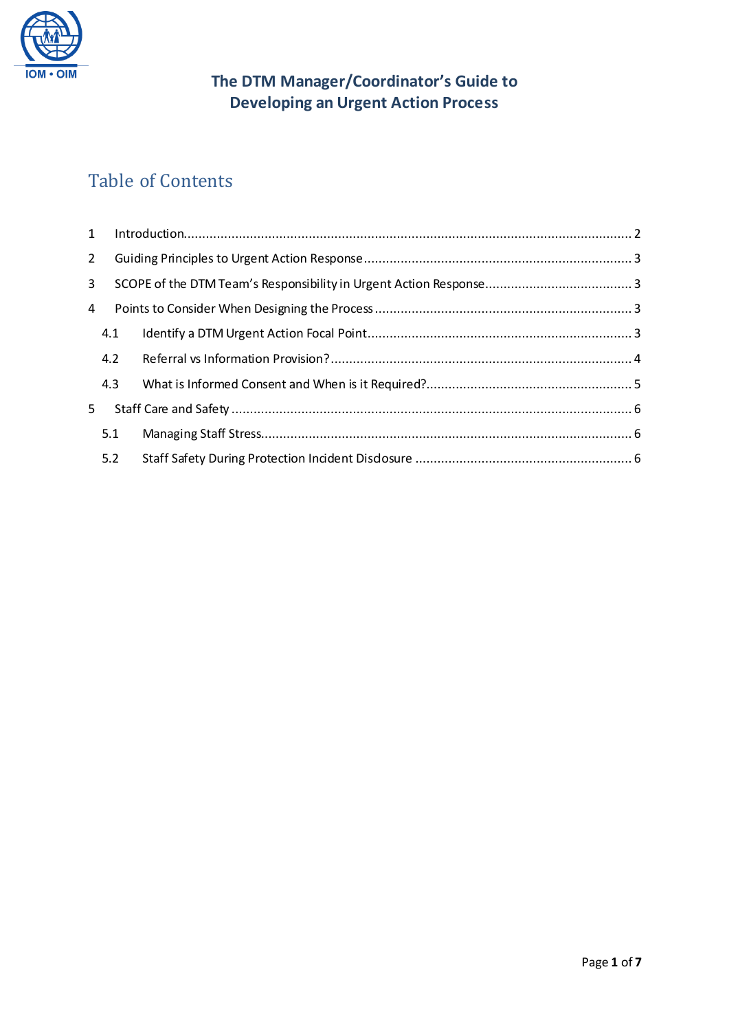# The DTM Manager/Coordinator's Guide to Developing an Urgent Action Process

## Table of Contents

1 Introduction........................................................................................................................ 2

2 Guiding Principles to Urgent Action Response ........................................................................ 3

3 SCOPE of the DTM Team's Responsibility in Urgent Action Response........................................ 3

4 Points to Consider When Designing the Process ..................................................................... 3

4.1 Identify a DTM Urgent Action Focal Point........................................................................ 3

4.2 Referral vs Information Provision?.................................................................................. 4

4.3 What is Informed Consent and When is it Required?........................................................ 5

5 Staff Care and Safety ........................................................................................................... 6

5.1 Managing Staff Stress.................................................................................................... 6

5.2 Staff Safety During Protection Incident Disclosure ........................................................... 6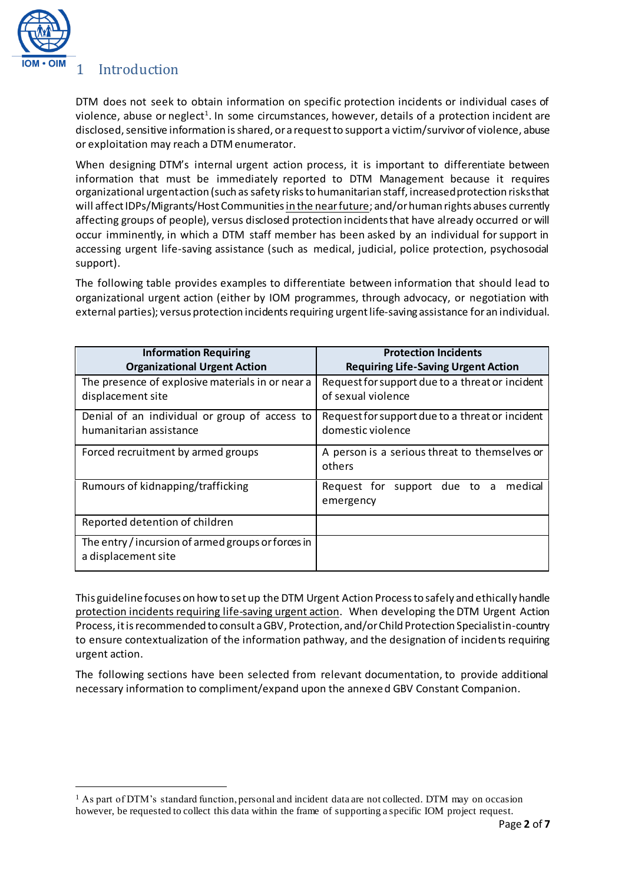# 1 Introduction

DTM does not seek to obtain information on specific protection incidents or individual cases of violence, abuse or neglect[1]. In some circumstances, however, details of a protection incident are disclosed, sensitive information is shared, or a request to support a victim/survivor of violence, abuse or exploitation may reach a DTM enumerator.

When designing DTM's internal urgent action process, it is important to differentiate between information that must be immediately reported to DTM Management because it requires organizational urgent action (such as safety risks to humanitarian staff, increased protection risks that will affect IDPs/Migrants/Host Communities in the near future; and/or human rights abuses currently affecting groups of people), versus disclosed protection incidents that have already occurred or will occur imminently, in which a DTM staff member has been asked by an individual for support in accessing urgent life-saving assistance (such as medical, judicial, police protection, psychosocial support).

The following table provides examples to differentiate between information that should lead to organizational urgent action (either by IOM programmes, through advocacy, or negotiation with external parties); versus protection incidents requiring urgent life-saving assistance for an individual.

| Information Requiring Organizational Urgent Action | Protection Incidents Requiring Life-Saving Urgent Action |
|---|---|
| The presence of explosive materials in or near a displacement site | Request for support due to a threat or incident of sexual violence |
| Denial of an individual or group of access to humanitarian assistance | Request for support due to a threat or incident domestic violence |
| Forced recruitment by armed groups | A person is a serious threat to themselves or others |
| Rumours of kidnapping/trafficking | Request for support due to a medical emergency |
| Reported detention of children | |
| The entry / incursion of armed groups or forces in a displacement site | |

This guideline focuses on how to set up the DTM Urgent Action Process to safely and ethically handle protection incidents requiring life-saving urgent action. When developing the DTM Urgent Action Process, it is recommended to consult a GBV, Protection, and/or Child Protection Specialist in-country to ensure contextualization of the information pathway, and the designation of incidents requiring urgent action.

The following sections have been selected from relevant documentation, to provide additional necessary information to compliment/expand upon the annexed GBV Constant Companion.

[1] As part of DTM's standard function, personal and incident data are not collected. DTM may on occasion however, be requested to collect this data within the frame of supporting a specific IOM project request.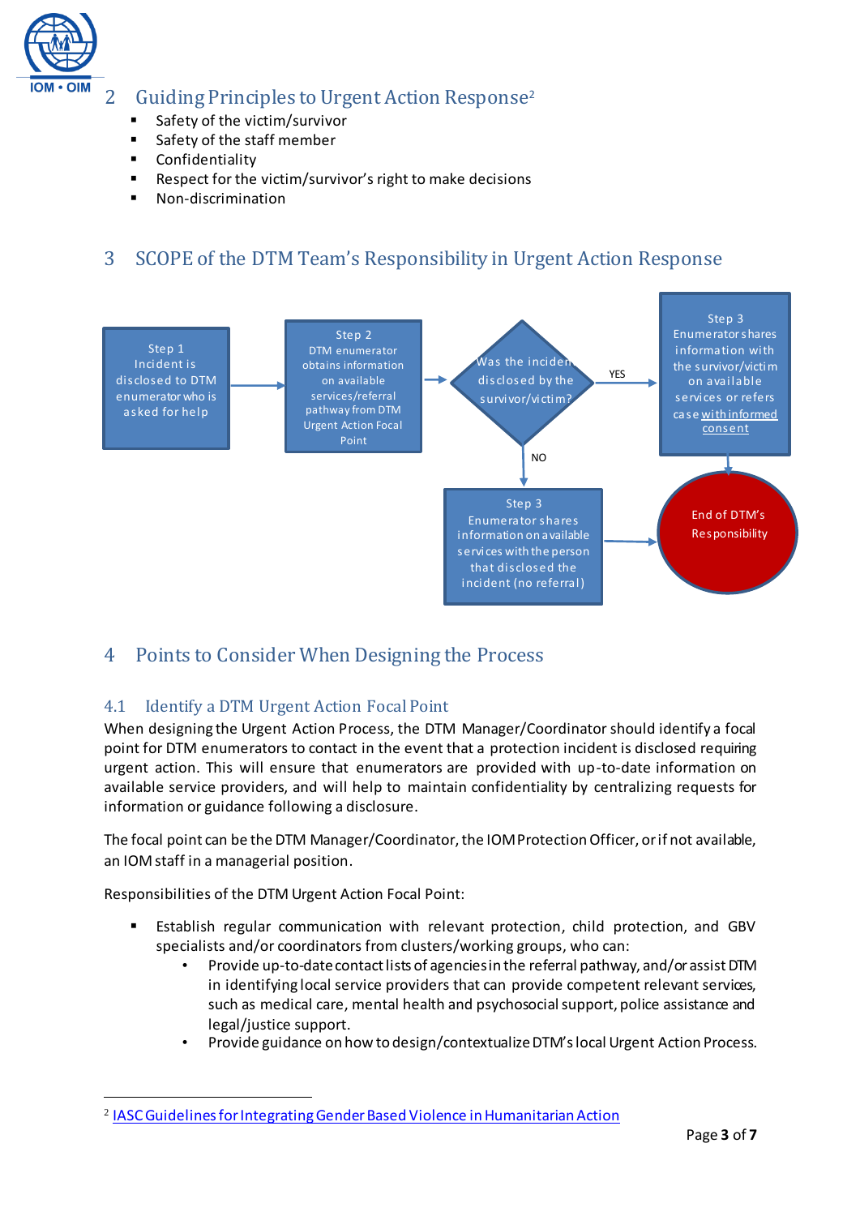## 2 Guiding Principles to Urgent Action Response[2]

- Safety of the victim/survivor
- Safety of the staff member
- Confidentiality
- Respect for the victim/survivor's right to make decisions
- Non-discrimination

## 3 SCOPE of the DTM Team's Responsibility in Urgent Action Response

Step 1
Incident is disclosed to DTM enumerator who is asked for help

Step 2
DTM enumerator obtains information on available services/referral pathway from DTM Urgent Action Focal Point

Was the incident disclosed by the survivor/victim?

YES

Step 3
Enumerator shares information with the survivor/victim on available services or refers case with informed consent

NO

Step 3
Enumerator shares information on available services with the person that disclosed the incident (no referral)

End of DTM's Responsibility

## 4 Points to Consider When Designing the Process

### 4.1 Identify a DTM Urgent Action Focal Point

When designing the Urgent Action Process, the DTM Manager/Coordinator should identify a focal point for DTM enumerators to contact in the event that a protection incident is disclosed requiring urgent action. This will ensure that enumerators are provided with up-to-date information on available service providers, and will help to maintain confidentiality by centralizing requests for information or guidance following a disclosure.

The focal point can be the DTM Manager/Coordinator, the IOM Protection Officer, or if not available, an IOM staff in a managerial position.

Responsibilities of the DTM Urgent Action Focal Point:

- Establish regular communication with relevant protection, child protection, and GBV specialists and/or coordinators from clusters/working groups, who can:
  - Provide up-to-date contact lists of agencies in the referral pathway, and/or assist DTM in identifying local service providers that can provide competent relevant services, such as medical care, mental health and psychosocial support, police assistance and legal/justice support.
  - Provide guidance on how to design/contextualize DTM's local Urgent Action Process.

[2] IASC Guidelines for Integrating Gender Based Violence in Humanitarian Action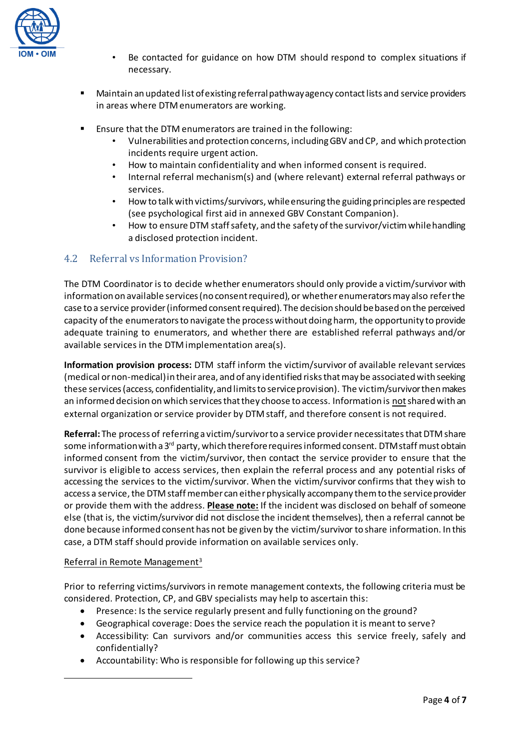- Be contacted for guidance on how DTM should respond to complex situations if necessary.

- Maintain an updated list of existing referral pathway agency contact lists and service providers in areas where DTM enumerators are working.

- Ensure that the DTM enumerators are trained in the following:
    - Vulnerabilities and protection concerns, including GBV and CP, and which protection incidents require urgent action.
    - How to maintain confidentiality and when informed consent is required.
    - Internal referral mechanism(s) and (where relevant) external referral pathways or services.
    - How to talk with victims/survivors, while ensuring the guiding principles are respected (see psychological first aid in annexed GBV Constant Companion).
    - How to ensure DTM staff safety, and the safety of the survivor/victim while handling a disclosed protection incident.

## 4.2 Referral vs Information Provision?

The DTM Coordinator is to decide whether enumerators should only provide a victim/survivor with information on available services (no consent required), or whether enumerators may also refer the case to a service provider (informed consent required). The decision should be based on the perceived capacity of the enumerators to navigate the process without doing harm, the opportunity to provide adequate training to enumerators, and whether there are established referral pathways and/or available services in the DTM implementation area(s).

**Information provision process:** DTM staff inform the victim/survivor of available relevant services (medical or non-medical) in their area, and of any identified risks that may be associated with seeking these services (access, confidentiality, and limits to service provision). The victim/survivor then makes an informed decision on which services that they choose to access. Information is <u>not</u> shared with an external organization or service provider by DTM staff, and therefore consent is not required.

**Referral:** The process of referring a victim/survivor to a service provider necessitates that DTM share some information with a 3rd party, which therefore requires informed consent. DTM staff must obtain informed consent from the victim/survivor, then contact the service provider to ensure that the survivor is eligible to access services, then explain the referral process and any potential risks of accessing the services to the victim/survivor. When the victim/survivor confirms that they wish to access a service, the DTM staff member can either physically accompany them to the service provider or provide them with the address. <u>**Please note:**</u> If the incident was disclosed on behalf of someone else (that is, the victim/survivor did not disclose the incident themselves), then a referral cannot be done because informed consent has not be given by the victim/survivor to share information. In this case, a DTM staff should provide information on available services only.

<u>Referral in Remote Management</u>[3]

Prior to referring victims/survivors in remote management contexts, the following criteria must be considered. Protection, CP, and GBV specialists may help to ascertain this:

- Presence: Is the service regularly present and fully functioning on the ground?
- Geographical coverage: Does the service reach the population it is meant to serve?
- Accessibility: Can survivors and/or communities access this service freely, safely and confidentially?
- Accountability: Who is responsible for following up this service?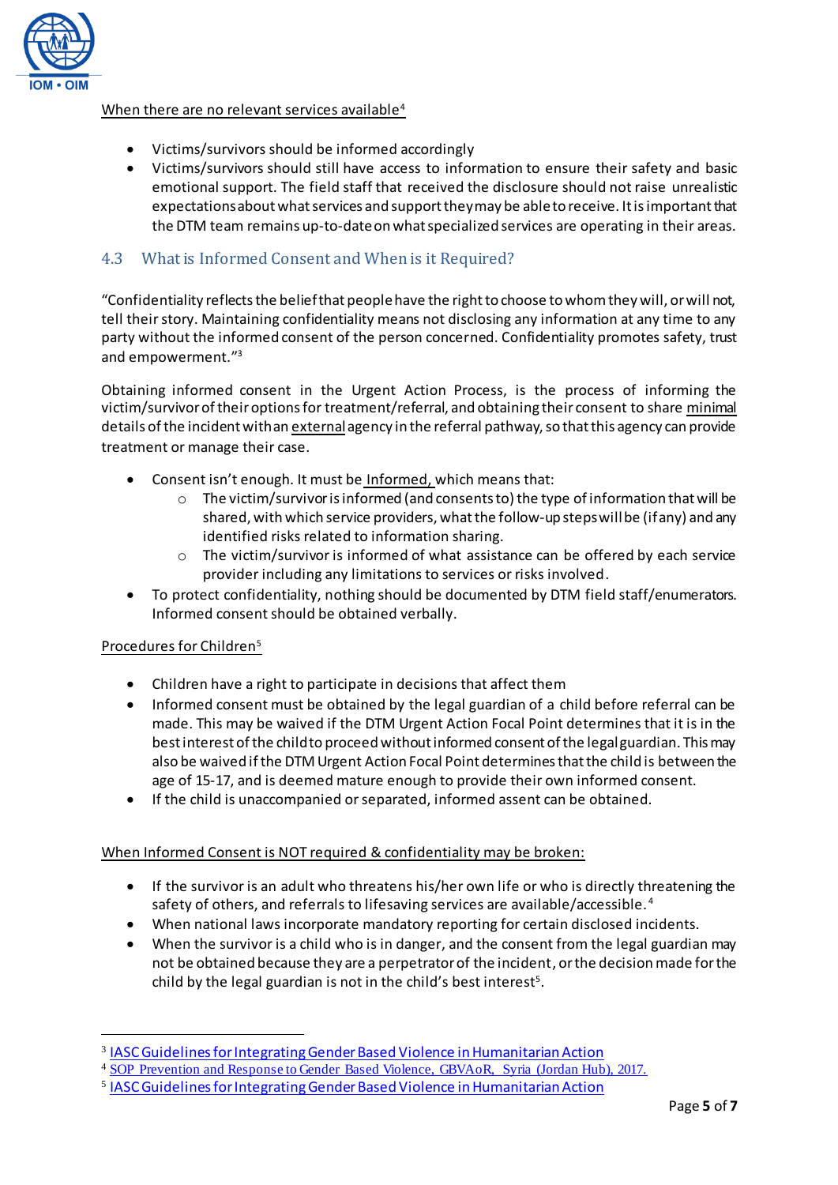When there are no relevant services available[4]

- Victims/survivors should be informed accordingly
- Victims/survivors should still have access to information to ensure their safety and basic emotional support. The field staff that received the disclosure should not raise unrealistic expectations about what services and support they may be able to receive. It is important that the DTM team remains up-to-date on what specialized services are operating in their areas.

## 4.3 What is Informed Consent and When is it Required?

"Confidentiality reflects the belief that people have the right to choose to whom they will, or will not, tell their story. Maintaining confidentiality means not disclosing any information at any time to any party without the informed consent of the person concerned. Confidentiality promotes safety, trust and empowerment."[3]

Obtaining informed consent in the Urgent Action Process, is the process of informing the victim/survivor of their options for treatment/referral, and obtaining their consent to share minimal details of the incident with an external agency in the referral pathway, so that this agency can provide treatment or manage their case.

- Consent isn't enough. It must be Informed, which means that:
    - The victim/survivor is informed (and consents to) the type of information that will be shared, with which service providers, what the follow-up steps will be (if any) and any identified risks related to information sharing.
    - The victim/survivor is informed of what assistance can be offered by each service provider including any limitations to services or risks involved.
- To protect confidentiality, nothing should be documented by DTM field staff/enumerators. Informed consent should be obtained verbally.

Procedures for Children[5]

- Children have a right to participate in decisions that affect them
- Informed consent must be obtained by the legal guardian of a child before referral can be made. This may be waived if the DTM Urgent Action Focal Point determines that it is in the best interest of the child to proceed without informed consent of the legal guardian. This may also be waived if the DTM Urgent Action Focal Point determines that the child is between the age of 15-17, and is deemed mature enough to provide their own informed consent.
- If the child is unaccompanied or separated, informed assent can be obtained.

When Informed Consent is NOT required & confidentiality may be broken:

- If the survivor is an adult who threatens his/her own life or who is directly threatening the safety of others, and referrals to lifesaving services are available/accessible.[4]
- When national laws incorporate mandatory reporting for certain disclosed incidents.
- When the survivor is a child who is in danger, and the consent from the legal guardian may not be obtained because they are a perpetrator of the incident, or the decision made for the child by the legal guardian is not in the child's best interest[5].

---

[3] IASC Guidelines for Integrating Gender Based Violence in Humanitarian Action

[4] SOP Prevention and Response to Gender Based Violence, GBVAoR, Syria (Jordan Hub), 2017.

[5] IASC Guidelines for Integrating Gender Based Violence in Humanitarian Action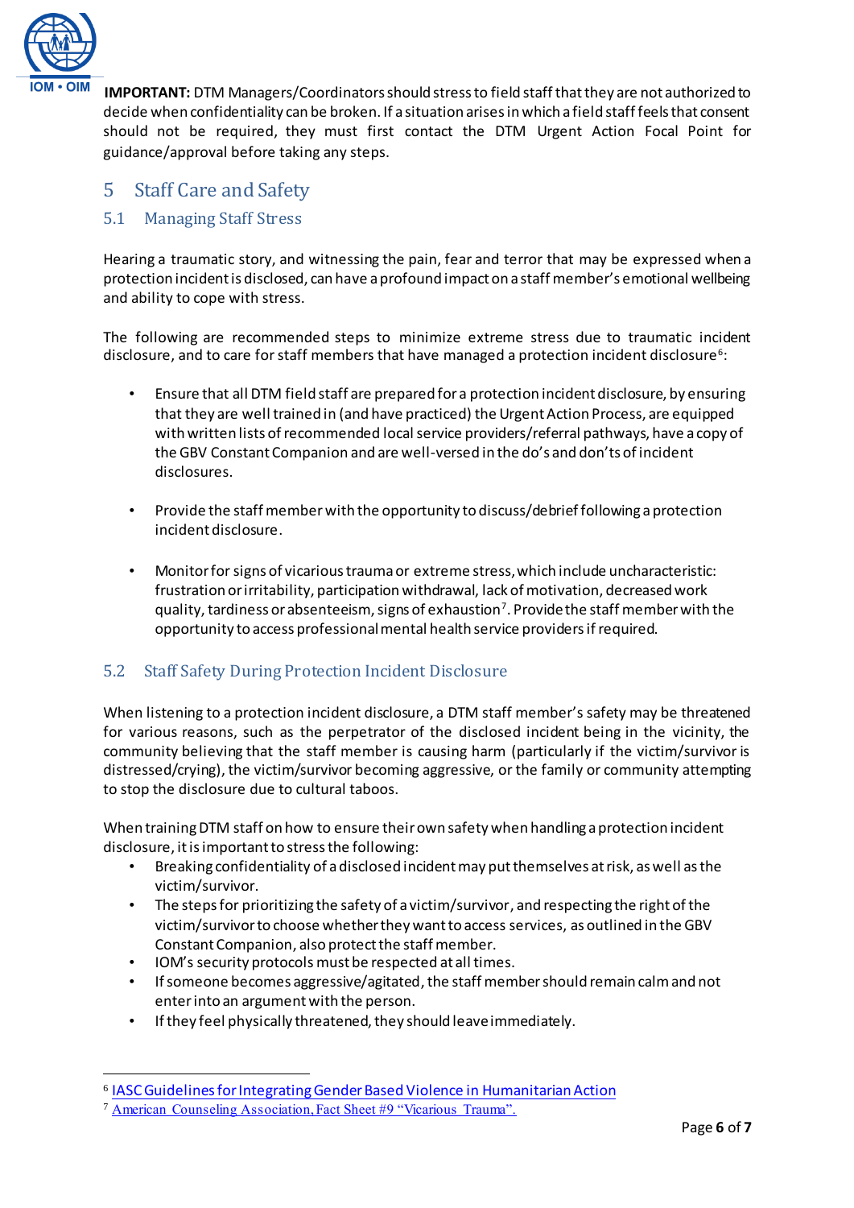**IMPORTANT:** DTM Managers/Coordinators should stress to field staff that they are not authorized to decide when confidentiality can be broken. If a situation arises in which a field staff feels that consent should not be required, they must first contact the DTM Urgent Action Focal Point for guidance/approval before taking any steps.

# 5 Staff Care and Safety

## 5.1 Managing Staff Stress

Hearing a traumatic story, and witnessing the pain, fear and terror that may be expressed when a protection incident is disclosed, can have a profound impact on a staff member's emotional wellbeing and ability to cope with stress.

The following are recommended steps to minimize extreme stress due to traumatic incident disclosure, and to care for staff members that have managed a protection incident disclosure[6]:

- Ensure that all DTM field staff are prepared for a protection incident disclosure, by ensuring that they are well trained in (and have practiced) the Urgent Action Process, are equipped with written lists of recommended local service providers/referral pathways, have a copy of the GBV Constant Companion and are well-versed in the do's and don'ts of incident disclosures.

- Provide the staff member with the opportunity to discuss/debrief following a protection incident disclosure.

- Monitor for signs of vicarious trauma or extreme stress, which include uncharacteristic: frustration or irritability, participation withdrawal, lack of motivation, decreased work quality, tardiness or absenteeism, signs of exhaustion[7]. Provide the staff member with the opportunity to access professional mental health service providers if required.

## 5.2 Staff Safety During Protection Incident Disclosure

When listening to a protection incident disclosure, a DTM staff member's safety may be threatened for various reasons, such as the perpetrator of the disclosed incident being in the vicinity, the community believing that the staff member is causing harm (particularly if the victim/survivor is distressed/crying), the victim/survivor becoming aggressive, or the family or community attempting to stop the disclosure due to cultural taboos.

When training DTM staff on how to ensure their own safety when handling a protection incident disclosure, it is important to stress the following:

- Breaking confidentiality of a disclosed incident may put themselves at risk, as well as the victim/survivor.
- The steps for prioritizing the safety of a victim/survivor, and respecting the right of the victim/survivor to choose whether they want to access services, as outlined in the GBV Constant Companion, also protect the staff member.
- IOM's security protocols must be respected at all times.
- If someone becomes aggressive/agitated, the staff member should remain calm and not enter into an argument with the person.
- If they feel physically threatened, they should leave immediately.

---

[6] IASC Guidelines for Integrating Gender Based Violence in Humanitarian Action

[7] American Counseling Association, Fact Sheet #9 "Vicarious Trauma".